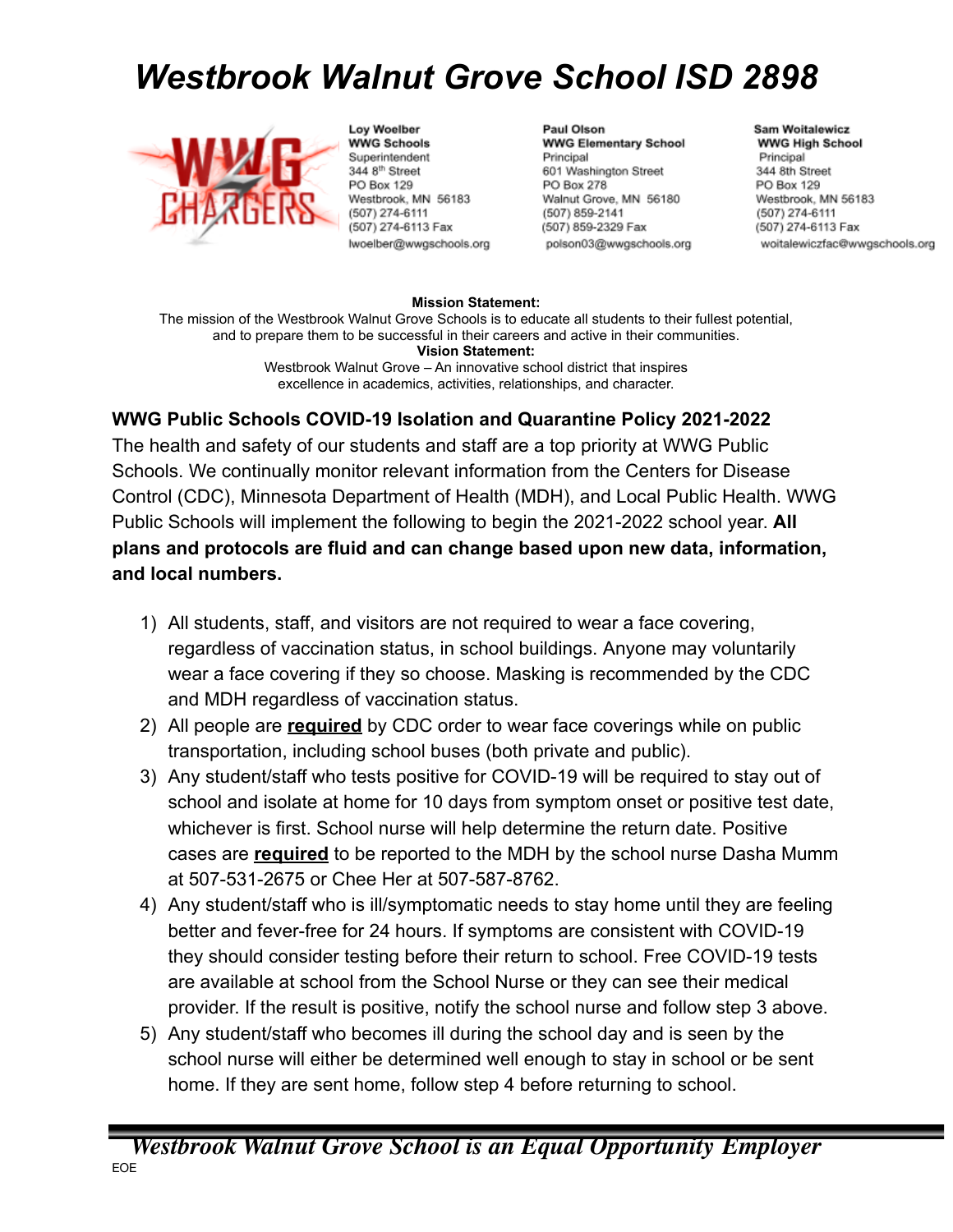# Westbrook Walnut Grove School ISD 2898

**Loy Woelber**
**WWG Schools**
Superintendent
344 8th Street
PO Box 129
Westbrook, MN 56183
(507) 274-6111
(507) 274-6113 Fax
lwoelber@wwgschools.org

**Paul Olson**
**WWG Elementary School**
Principal
601 Washington Street
PO Box 278
Walnut Grove, MN 56180
(507) 859-2141
(507) 859-2329 Fax
polson03@wwgschools.org

**Sam Woitalewicz**
**WWG High School**
Principal
344 8th Street
PO Box 129
Westbrook, MN 56183
(507) 274-6111
(507) 274-6113 Fax
woitalewiczfac@wwgschools.org

**Mission Statement:**
The mission of the Westbrook Walnut Grove Schools is to educate all students to their fullest potential, and to prepare them to be successful in their careers and active in their communities.
**Vision Statement:**
Westbrook Walnut Grove – An innovative school district that inspires excellence in academics, activities, relationships, and character.

## WWG Public Schools COVID-19 Isolation and Quarantine Policy 2021-2022

The health and safety of our students and staff are a top priority at WWG Public Schools. We continually monitor relevant information from the Centers for Disease Control (CDC), Minnesota Department of Health (MDH), and Local Public Health. WWG Public Schools will implement the following to begin the 2021-2022 school year. **All plans and protocols are fluid and can change based upon new data, information, and local numbers.**

1) All students, staff, and visitors are not required to wear a face covering, regardless of vaccination status, in school buildings. Anyone may voluntarily wear a face covering if they so choose. Masking is recommended by the CDC and MDH regardless of vaccination status.
2) All people are **required** by CDC order to wear face coverings while on public transportation, including school buses (both private and public).
3) Any student/staff who tests positive for COVID-19 will be required to stay out of school and isolate at home for 10 days from symptom onset or positive test date, whichever is first. School nurse will help determine the return date. Positive cases are **required** to be reported to the MDH by the school nurse Dasha Mumm at 507-531-2675 or Chee Her at 507-587-8762.
4) Any student/staff who is ill/symptomatic needs to stay home until they are feeling better and fever-free for 24 hours. If symptoms are consistent with COVID-19 they should consider testing before their return to school. Free COVID-19 tests are available at school from the School Nurse or they can see their medical provider. If the result is positive, notify the school nurse and follow step 3 above.
5) Any student/staff who becomes ill during the school day and is seen by the school nurse will either be determined well enough to stay in school or be sent home. If they are sent home, follow step 4 before returning to school.

*Westbrook Walnut Grove School is an Equal Opportunity Employer*

EOE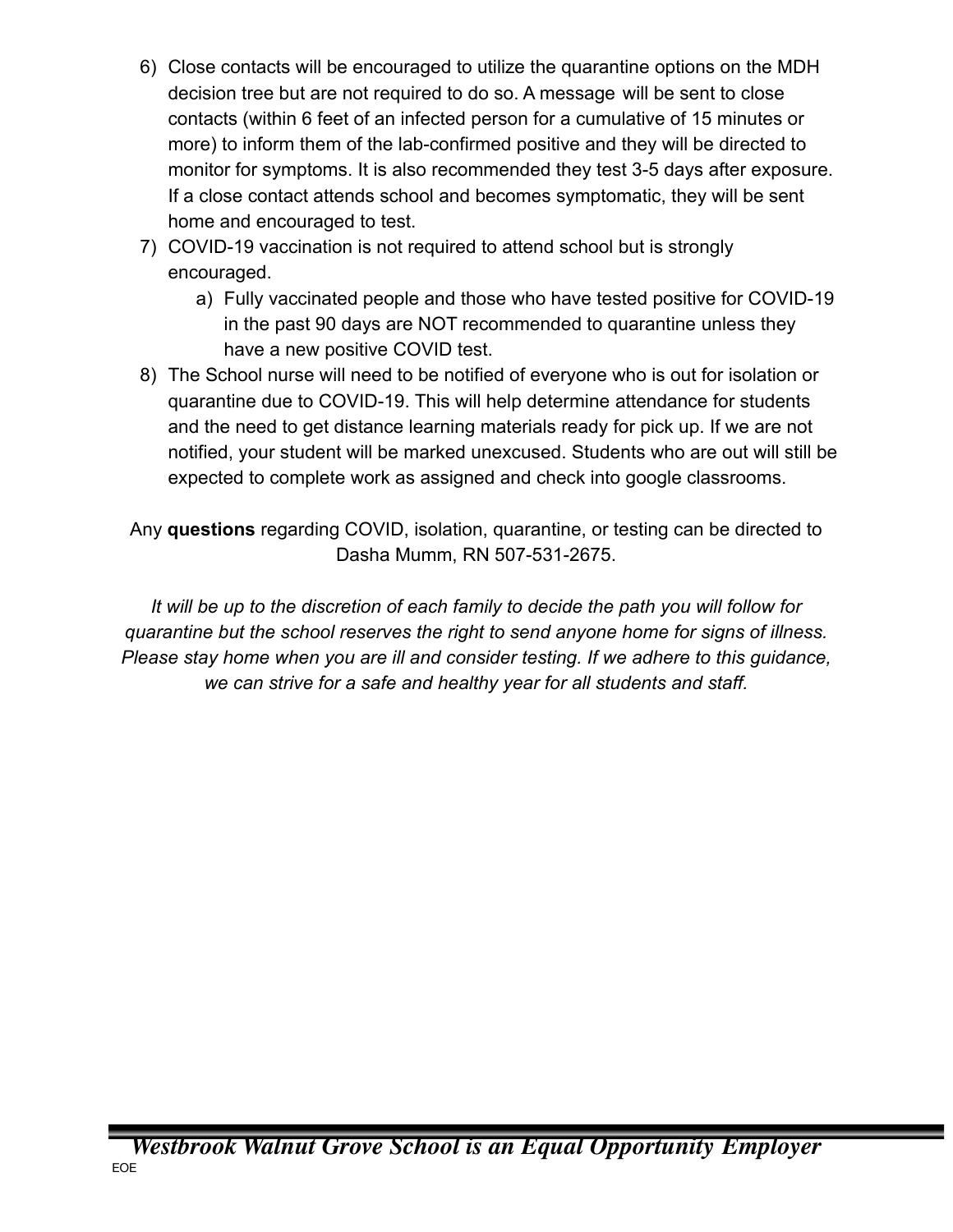6) Close contacts will be encouraged to utilize the quarantine options on the MDH decision tree but are not required to do so. A message will be sent to close contacts (within 6 feet of an infected person for a cumulative of 15 minutes or more) to inform them of the lab-confirmed positive and they will be directed to monitor for symptoms. It is also recommended they test 3-5 days after exposure. If a close contact attends school and becomes symptomatic, they will be sent home and encouraged to test.
7) COVID-19 vaccination is not required to attend school but is strongly encouraged.
   a) Fully vaccinated people and those who have tested positive for COVID-19 in the past 90 days are NOT recommended to quarantine unless they have a new positive COVID test.
8) The School nurse will need to be notified of everyone who is out for isolation or quarantine due to COVID-19. This will help determine attendance for students and the need to get distance learning materials ready for pick up. If we are not notified, your student will be marked unexcused. Students who are out will still be expected to complete work as assigned and check into google classrooms.

Any **questions** regarding COVID, isolation, quarantine, or testing can be directed to Dasha Mumm, RN 507-531-2675.

*It will be up to the discretion of each family to decide the path you will follow for quarantine but the school reserves the right to send anyone home for signs of illness. Please stay home when you are ill and consider testing. If we adhere to this guidance, we can strive for a safe and healthy year for all students and staff.*

***Westbrook Walnut Grove School is an Equal Opportunity Employer***

EOE